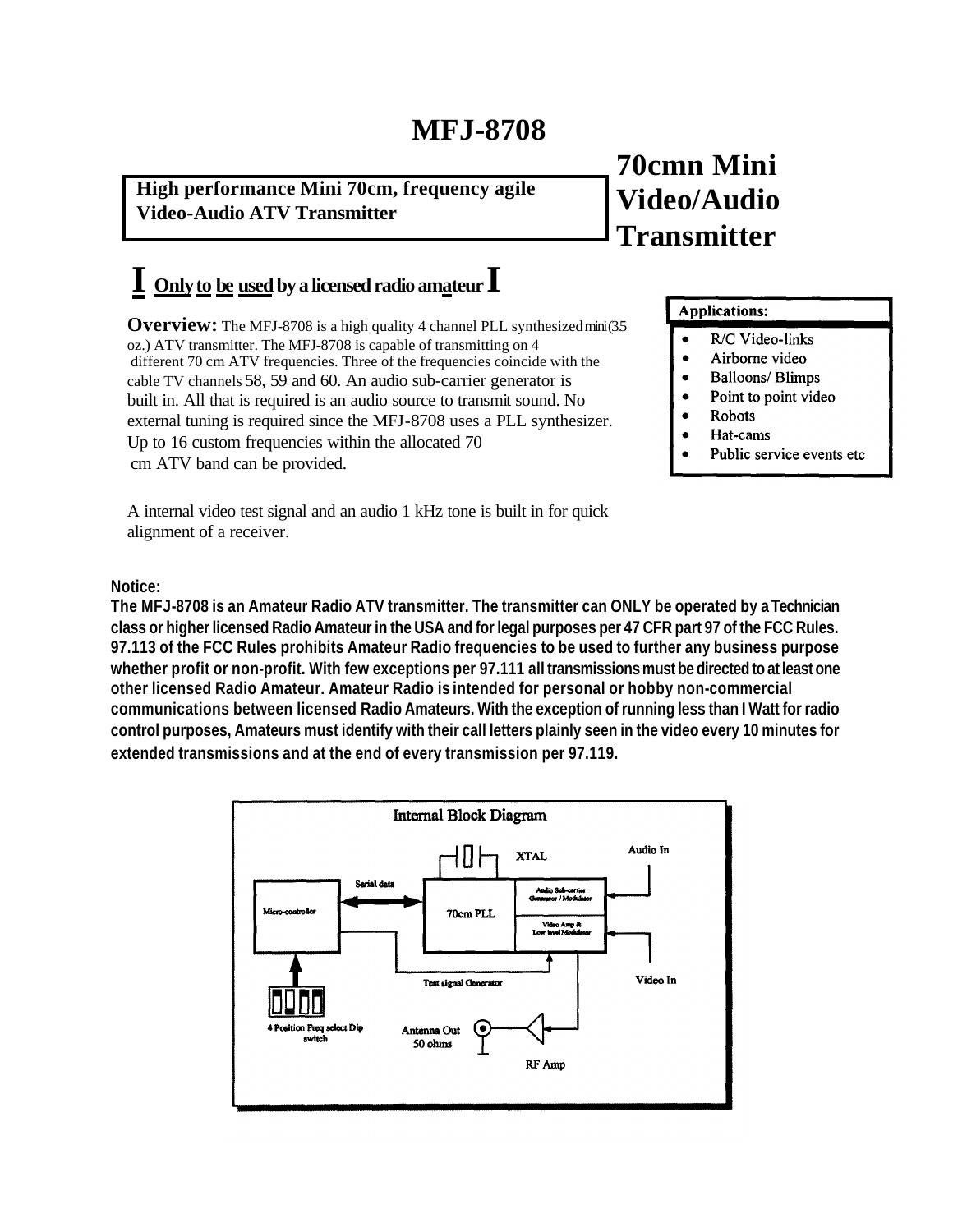# MFJ-8708

**High performance Mini 70cm, frequency agile Video-Audio ATV Transmitter**

## 70cmn Mini Video/Audio Transmitter

**I <u>Only to be used</u> by a licensed radio amateur I**

**Overview:** The MFJ-8708 is a high quality 4 channel PLL synthesized mini (3.5 oz.) ATV transmitter. The MFJ-8708 is capable of transmitting on 4 different 70 cm ATV frequencies. Three of the frequencies coincide with the cable TV channels 58, 59 and 60. An audio sub-carrier generator is built in. All that is required is an audio source to transmit sound. No external tuning is required since the MFJ-8708 uses a PLL synthesizer. Up to 16 custom frequencies within the allocated 70 cm ATV band can be provided.

A internal video test signal and an audio 1 kHz tone is built in for quick alignment of a receiver.

**Applications:**

- R/C Video-links
- Airborne video
- Balloons/ Blimps
- Point to point video
- Robots
- Hat-cams
- Public service events etc

**Notice:**

**The MFJ-8708 is an Amateur Radio ATV transmitter. The transmitter can ONLY be operated by a Technician class or higher licensed Radio Amateur in the USA and for legal purposes per 47 CFR part 97 of the FCC Rules. 97.113 of the FCC Rules prohibits Amateur Radio frequencies to be used to further any business purpose whether profit or non-profit. With few exceptions per 97.111 all transmissions must be directed to at least one other licensed Radio Amateur. Amateur Radio is intended for personal or hobby non-commercial communications between licensed Radio Amateurs. With the exception of running less than I Watt for radio control purposes, Amateurs must identify with their call letters plainly seen in the video every 10 minutes for extended transmissions and at the end of every transmission per 97.119.**

**Internal Block Diagram**

XTAL · Audio In · Serial data · Micro-controller · 70cm PLL · Audio Sub-carrier Generator / Modulator · Video Amp & Low level Modulator · Video In · Test signal Generator · 4 Position Freq select Dip switch · Antenna Out 50 ohms · RF Amp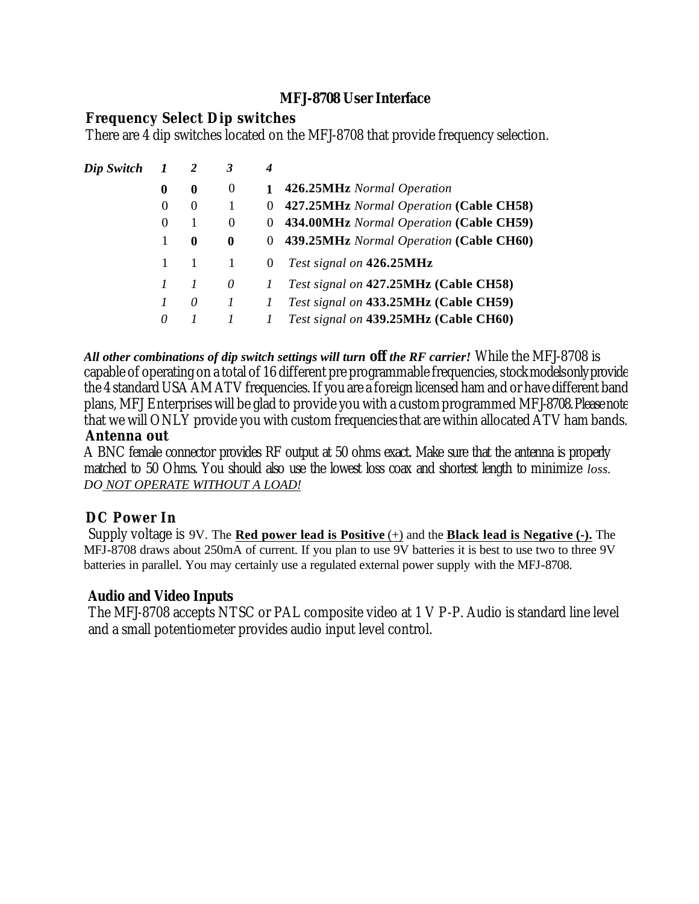# MFJ-8708 User Interface

## Frequency Select Dip switches

There are 4 dip switches located on the MFJ-8708 that provide frequency selection.

| *Dip Switch* | *1* | *2* | *3* | *4* | |
|---|---|---|---|---|---|
| | **0** | **0** | 0 | **1** | **426.25MHz** *Normal Operation* |
| | 0 | 0 | 1 | 0 | **427.25MHz** *Normal Operation* **(Cable CH58)** |
| | 0 | 1 | 0 | 0 | **434.00MHz** *Normal Operation* **(Cable CH59)** |
| | 1 | **0** | **0** | 0 | **439.25MHz** *Normal Operation* **(Cable CH60)** |
| | 1 | 1 | 1 | 0 | *Test signal on* **426.25MHz** |
| | *1* | *1* | *0* | *1* | *Test signal on* **427.25MHz (Cable CH58)** |
| | *1* | *0* | *1* | *1* | *Test signal on* **433.25MHz (Cable CH59)** |
| | *0* | *1* | *1* | *1* | *Test signal on* **439.25MHz (Cable CH60)** |

***All other combinations of dip switch settings will turn off the RF carrier!*** While the MFJ-8708 is capable of operating on a total of 16 different pre programmable frequencies, stock models only provide the 4 standard USA AM ATV frequencies. If you are a foreign licensed ham and or have different band plans, MFJ Enterprises will be glad to provide you with a custom programmed MFJ-8708. Please note that we will ONLY provide you with custom frequencies that are within allocated ATV ham bands.

## Antenna out

A BNC female connector provides RF output at 50 ohms exact. Make sure that the antenna is properly matched to 50 Ohms. You should also use the lowest loss coax and shortest length to minimize *loss*. *DO NOT OPERATE WITHOUT A LOAD!*

## DC Power In

Supply voltage is 9V. The **Red power lead is Positive** (+) and the **Black lead is Negative (-).** The MFJ-8708 draws about 250mA of current. If you plan to use 9V batteries it is best to use two to three 9V batteries in parallel. You may certainly use a regulated external power supply with the MFJ-8708.

## Audio and Video Inputs

The MFJ-8708 accepts NTSC or PAL composite video at 1 V P-P. Audio is standard line level and a small potentiometer provides audio input level control.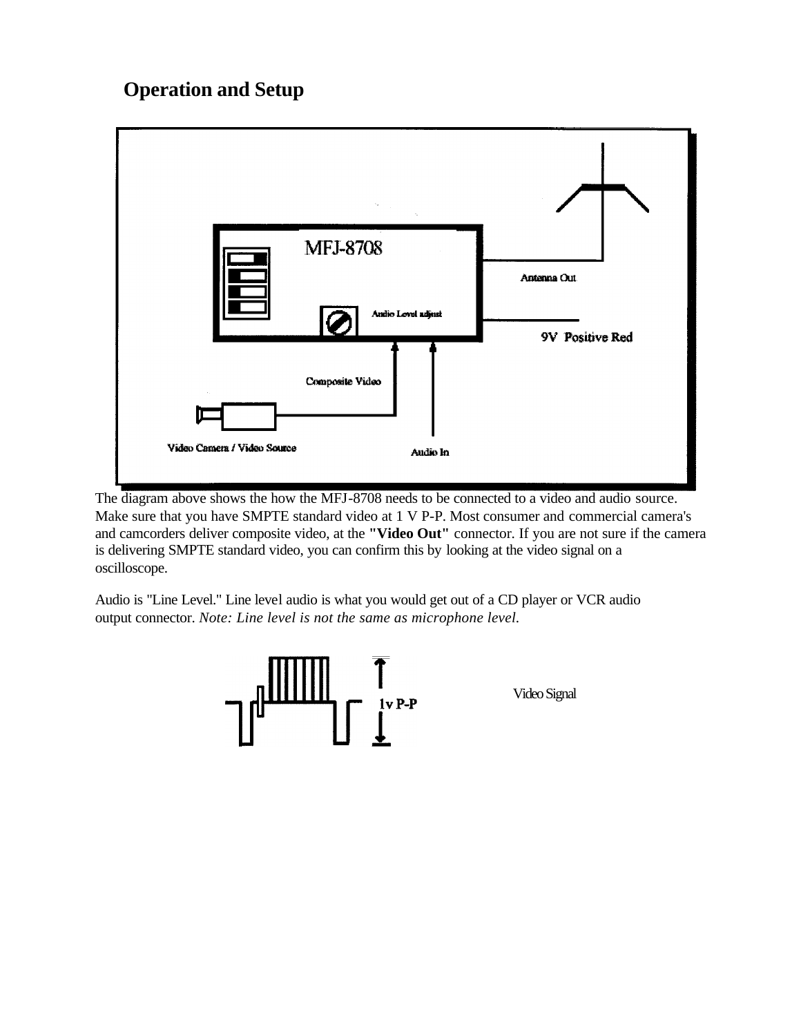## Operation and Setup

The diagram above shows the how the MFJ-8708 needs to be connected to a video and audio source. Make sure that you have SMPTE standard video at 1 V P-P. Most consumer and commercial camera's and camcorders deliver composite video, at the **"Video Out"** connector. If you are not sure if the camera is delivering SMPTE standard video, you can confirm this by looking at the video signal on a oscilloscope.

Audio is "Line Level." Line level audio is what you would get out of a CD player or VCR audio output connector. *Note: Line level is not the same as microphone level.*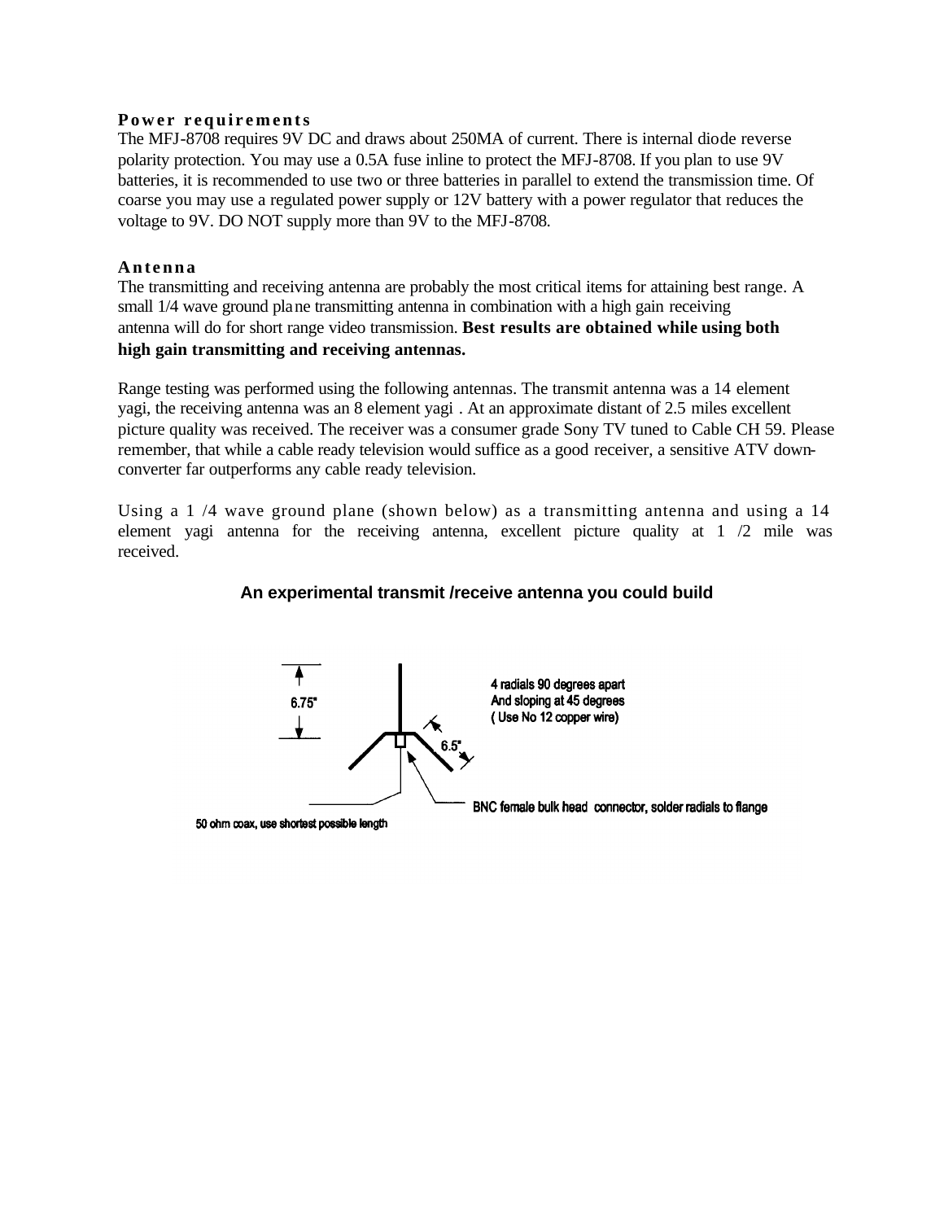**Power requirements**

The MFJ-8708 requires 9V DC and draws about 250MA of current. There is internal diode reverse polarity protection. You may use a 0.5A fuse inline to protect the MFJ-8708. If you plan to use 9V batteries, it is recommended to use two or three batteries in parallel to extend the transmission time. Of coarse you may use a regulated power supply or 12V battery with a power regulator that reduces the voltage to 9V. DO NOT supply more than 9V to the MFJ-8708.

**Antenna**

The transmitting and receiving antenna are probably the most critical items for attaining best range. A small 1/4 wave ground plane transmitting antenna in combination with a high gain receiving antenna will do for short range video transmission. **Best results are obtained while using both high gain transmitting and receiving antennas.**

Range testing was performed using the following antennas. The transmit antenna was a 14 element yagi, the receiving antenna was an 8 element yagi . At an approximate distant of 2.5 miles excellent picture quality was received. The receiver was a consumer grade Sony TV tuned to Cable CH 59. Please remember, that while a cable ready television would suffice as a good receiver, a sensitive ATV down-converter far outperforms any cable ready television.

Using a 1 /4 wave ground plane (shown below) as a transmitting antenna and using a 14 element yagi antenna for the receiving antenna, excellent picture quality at 1 /2 mile was received.

**An experimental transmit /receive antenna you could build**

6.75"

6.5"

4 radials 90 degrees apart
And sloping at 45 degrees
( Use No 12 copper wire)

BNC female bulk head connector, solder radials to flange

50 ohm coax, use shortest possible length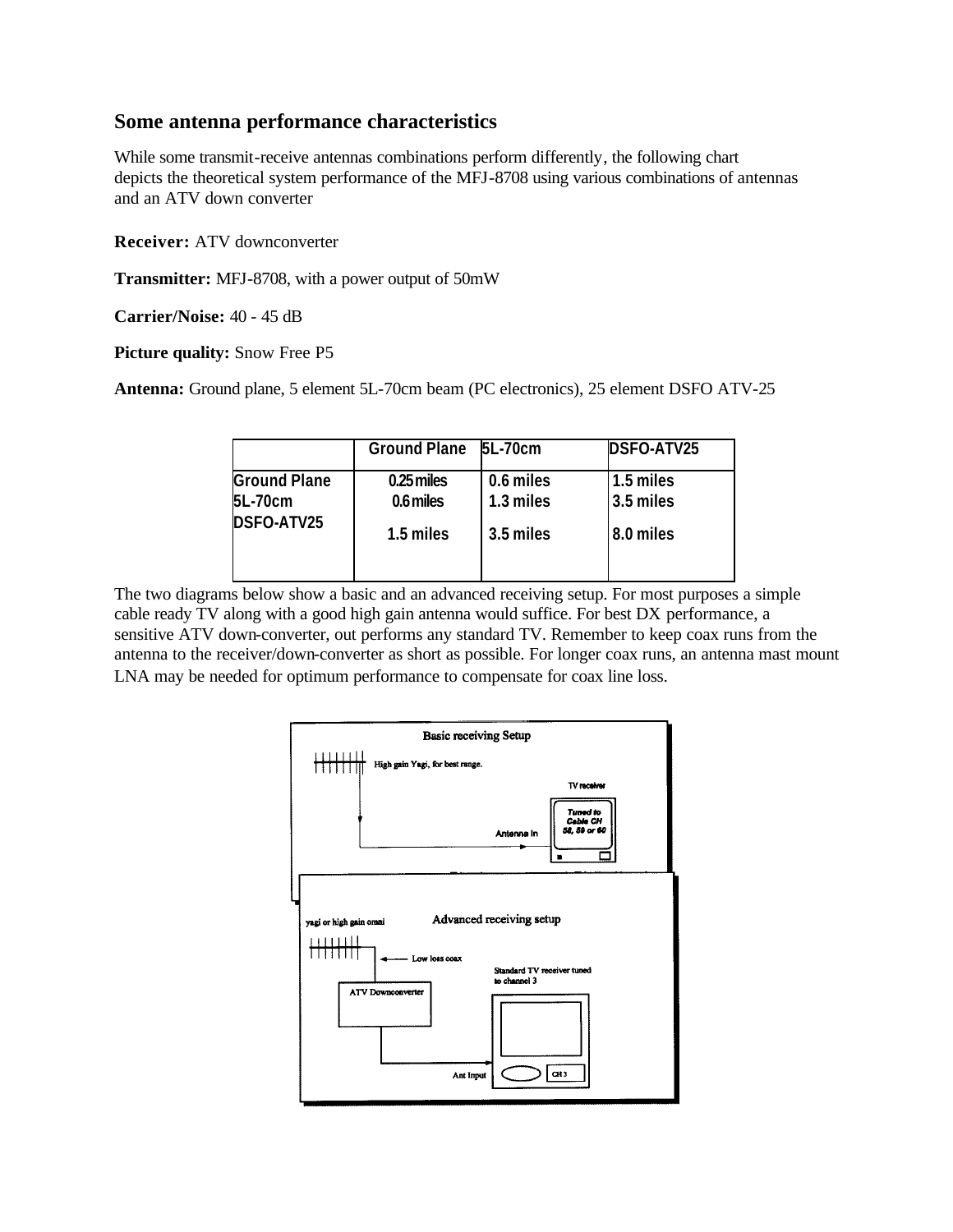## Some antenna performance characteristics

While some transmit-receive antennas combinations perform differently, the following chart depicts the theoretical system performance of the MFJ-8708 using various combinations of antennas and an ATV down converter

**Receiver:** ATV downconverter

**Transmitter:** MFJ-8708, with a power output of 50mW

**Carrier/Noise:** 40 - 45 dB

**Picture quality:** Snow Free P5

**Antenna:** Ground plane, 5 element 5L-70cm beam (PC electronics), 25 element DSFO ATV-25

| | Ground Plane | 5L-70cm | DSFO-ATV25 |
|---|---|---|---|
| Ground Plane | 0.25 miles | 0.6 miles | 1.5 miles |
| 5L-70cm | 0.6 miles | 1.3 miles | 3.5 miles |
| DSFO-ATV25 | 1.5 miles | 3.5 miles | 8.0 miles |

The two diagrams below show a basic and an advanced receiving setup. For most purposes a simple cable ready TV along with a good high gain antenna would suffice. For best DX performance, a sensitive ATV down-converter, out performs any standard TV. Remember to keep coax runs from the antenna to the receiver/down-converter as short as possible. For longer coax runs, an antenna mast mount LNA may be needed for optimum performance to compensate for coax line loss.

**Basic receiving Setup**

High gain Yagi, for best range. → Antenna In → TV receiver (Tuned to Cable CH 58, 59 or 60)

**Advanced receiving setup**

yagi or high gain omni → Low loss coax → ATV Downconverter → Ant Input → Standard TV receiver tuned to channel 3 (CH 3)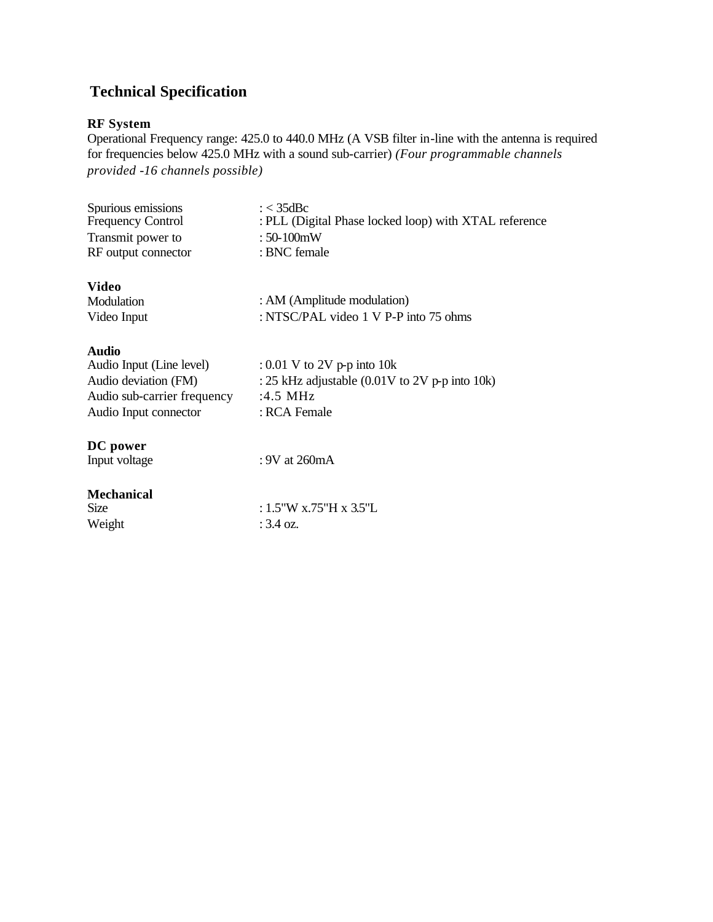# Technical Specification

### RF System

Operational Frequency range: 425.0 to 440.0 MHz (A VSB filter in-line with the antenna is required for frequencies below 425.0 MHz with a sound sub-carrier) *(Four programmable channels provided -16 channels possible)*

| | |
|---|---|
| Spurious emissions | : < 35dBc |
| Frequency Control | : PLL (Digital Phase locked loop) with XTAL reference |
| Transmit power to | : 50-100mW |
| RF output connector | : BNC female |

### Video

| | |
|---|---|
| Modulation | : AM (Amplitude modulation) |
| Video Input | : NTSC/PAL video 1 V P-P into 75 ohms |

### Audio

| | |
|---|---|
| Audio Input (Line level) | : 0.01 V to 2V p-p into 10k |
| Audio deviation (FM) | : 25 kHz adjustable (0.01V to 2V p-p into 10k) |
| Audio sub-carrier frequency | :4.5 MHz |
| Audio Input connector | : RCA Female |

### DC power

| | |
|---|---|
| Input voltage | : 9V at 260mA |

### Mechanical

| | |
|---|---|
| Size | : 1.5"W x.75"H x 3.5"L |
| Weight | : 3.4 oz. |